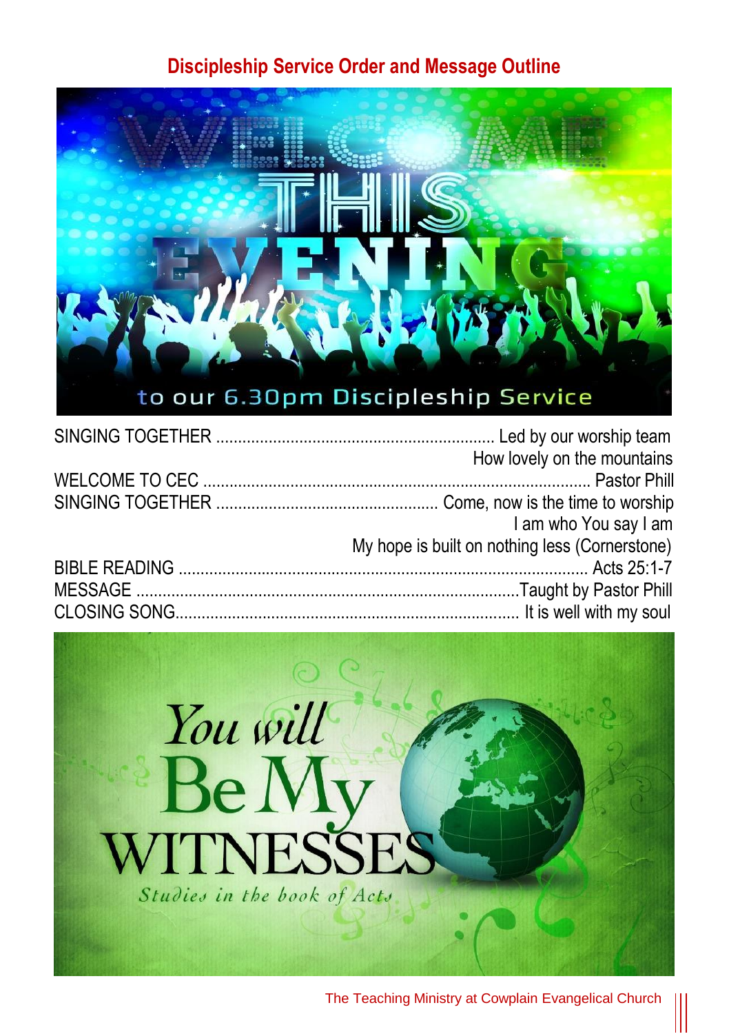# Discipleship Service Order and Message Outline

WELCOME THIS EVENING

to our 6.30pm Discipleship Service

SINGING TOGETHER ............................................................... Led by our worship team
How lovely on the mountains

WELCOME TO CEC .......................................................................................... Pastor Phill

SINGING TOGETHER .................................................. Come, now is the time to worship
I am who You say I am
My hope is built on nothing less (Cornerstone)

BIBLE READING ............................................................................................. Acts 25:1-7

MESSAGE ........................................................................................Taught by Pastor Phill

CLOSING SONG.............................................................................. It is well with my soul

You will Be My WITNESSES

*Studies in the book of Acts*

The Teaching Ministry at Cowplain Evangelical Church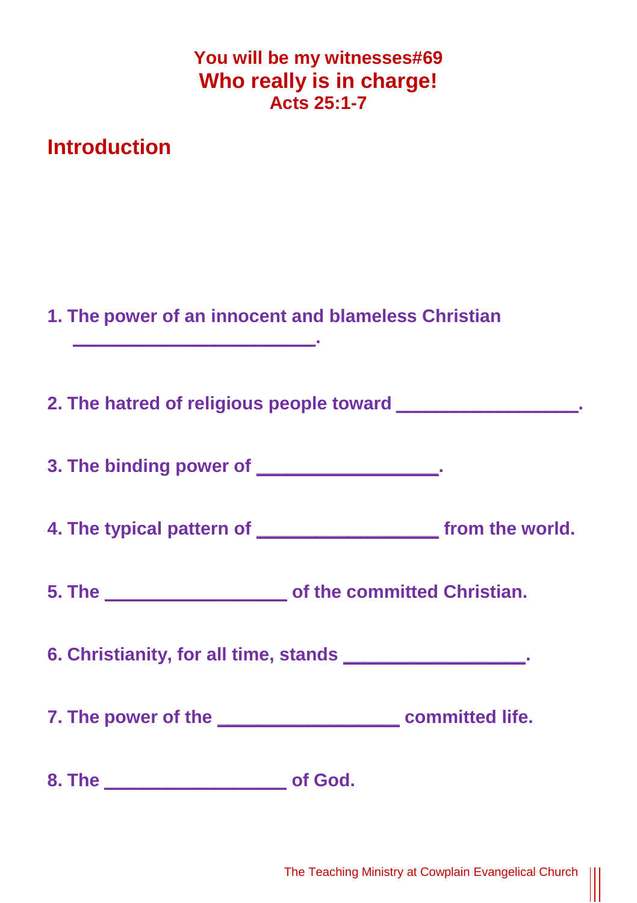**You will be my witnesses#69**

# Who really is in charge!

**Acts 25:1-7**

## Introduction

1. **The power of an innocent and blameless Christian \_\_\_\_\_\_\_\_\_\_\_\_\_\_\_\_\_\_\_\_\_\_\_\_.**

2. **The hatred of religious people toward \_\_\_\_\_\_\_\_\_\_\_\_\_\_\_\_\_\_.**

3. **The binding power of \_\_\_\_\_\_\_\_\_\_\_\_\_\_\_\_\_\_.**

4. **The typical pattern of \_\_\_\_\_\_\_\_\_\_\_\_\_\_\_\_\_\_ from the world.**

5. **The \_\_\_\_\_\_\_\_\_\_\_\_\_\_\_\_\_\_ of the committed Christian.**

6. **Christianity, for all time, stands \_\_\_\_\_\_\_\_\_\_\_\_\_\_\_\_\_\_.**

7. **The power of the \_\_\_\_\_\_\_\_\_\_\_\_\_\_\_\_\_\_ committed life.**

8. **The \_\_\_\_\_\_\_\_\_\_\_\_\_\_\_\_\_\_ of God.**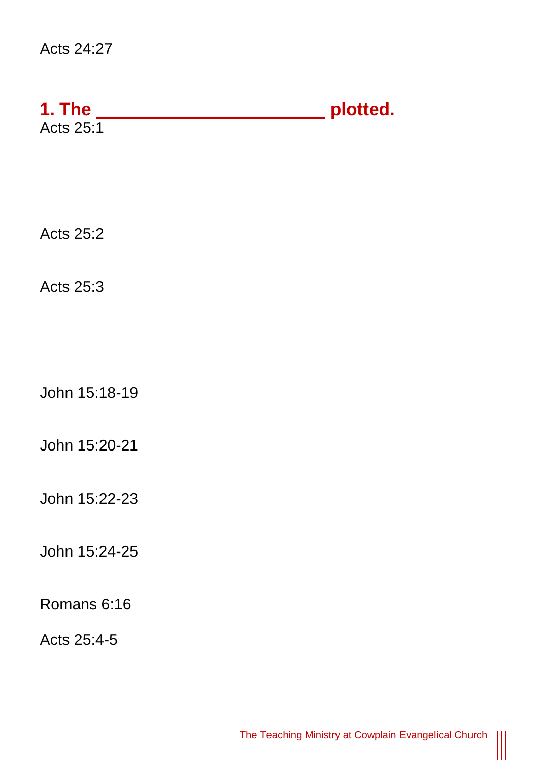Acts 24:27

## 1. The \_\_\_\_\_\_\_\_\_\_\_\_\_\_\_\_\_\_\_\_\_\_\_ plotted.

Acts 25:1

Acts 25:2

Acts 25:3

John 15:18-19

John 15:20-21

John 15:22-23

John 15:24-25

Romans 6:16

Acts 25:4-5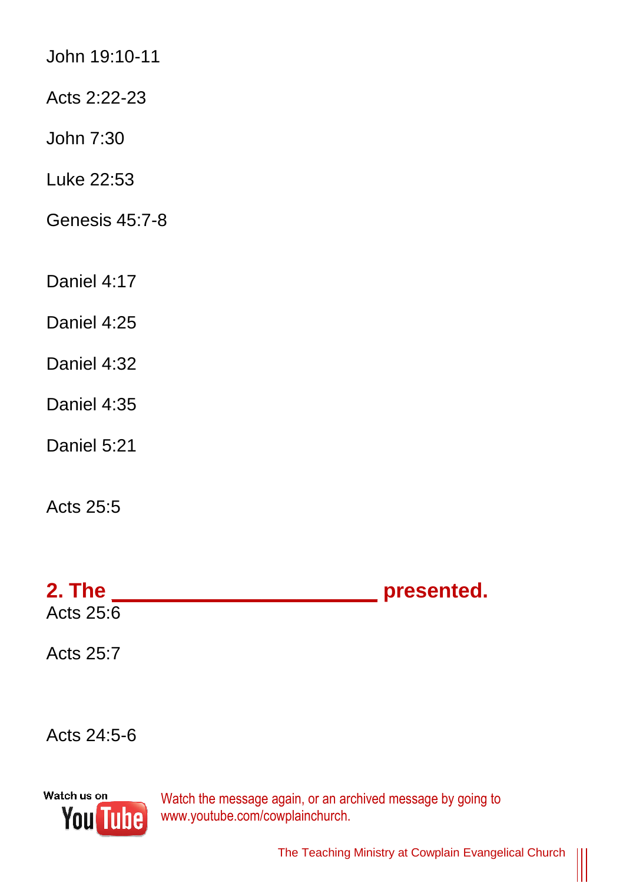John 19:10-11

Acts 2:22-23

John 7:30

Luke 22:53

Genesis 45:7-8

Daniel 4:17

Daniel 4:25

Daniel 4:32

Daniel 4:35

Daniel 5:21

Acts 25:5

## 2. The ______________________ presented.

Acts 25:6

Acts 25:7

Acts 24:5-6

Watch us on YouTube

Watch the message again, or an archived message by going to www.youtube.com/cowplainchurch.